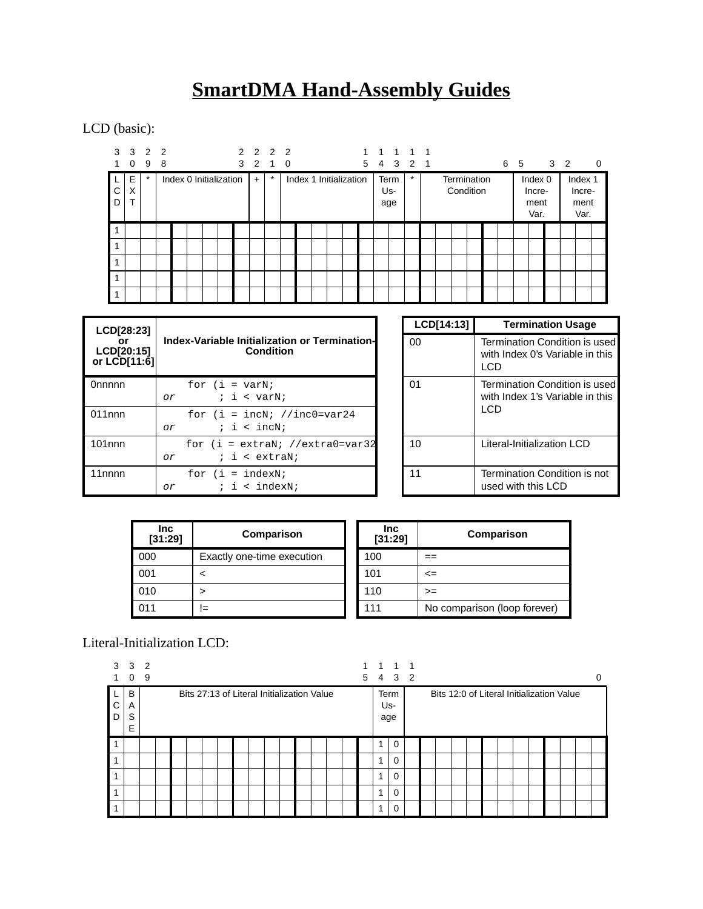# SmartDMA Hand-Assembly Guides

LCD (basic):

| 31 | 30 | 29 | 28 … 23 | 22 | 21 | 20 … 15 | 14 13 | 12 | 11 … 6 | 5 … 3 | 2 … 0 |
|---|---|---|---|---|---|---|---|---|---|---|---|
| LCD | EXT | * | Index 0 Initialization | + | * | Index 1 Initialization | Term Usage | * | Termination Condition | Index 0 Increment Var. | Index 1 Increment Var. |
| 1 | | | | | | | | | | | |
| 1 | | | | | | | | | | | |
| 1 | | | | | | | | | | | |
| 1 | | | | | | | | | | | |
| 1 | | | | | | | | | | | |

| LCD[28:23] or LCD[20:15] or LCD[11:6] | Index-Variable Initialization or Termination-Condition |
|---|---|
| 0nnnnn | `for (i = varN;` <br> *or* `; i < varN;` |
| 011nnn | `for (i = incN; //inc0=var24` <br> *or* `; i < incN;` |
| 101nnn | `for (i = extraN; //extra0=var32` <br> *or* `; i < extraN;` |
| 11nnnn | `for (i = indexN;` <br> *or* `; i < indexN;` |

| LCD[14:13] | Termination Usage |
|---|---|
| 00 | Termination Condition is used with Index 0's Variable in this LCD |
| 01 | Termination Condition is used with Index 1's Variable in this LCD |
| 10 | Literal-Initialization LCD |
| 11 | Termination Condition is not used with this LCD |

| Inc [31:29] | Comparison |
|---|---|
| 000 | Exactly one-time execution |
| 001 | < |
| 010 | > |
| 011 | != |

| Inc [31:29] | Comparison |
|---|---|
| 100 | == |
| 101 | <= |
| 110 | >= |
| 111 | No comparison (loop forever) |

Literal-Initialization LCD:

| 31 | 30 | 29 … 15 | 14 | 13 | 12 … 0 |
|---|---|---|---|---|---|
| LCD | BASE | Bits 27:13 of Literal Initialization Value | Term Usage | | Bits 12:0 of Literal Initialization Value |
| 1 | | | 1 | 0 | |
| 1 | | | 1 | 0 | |
| 1 | | | 1 | 0 | |
| 1 | | | 1 | 0 | |
| 1 | | | 1 | 0 | |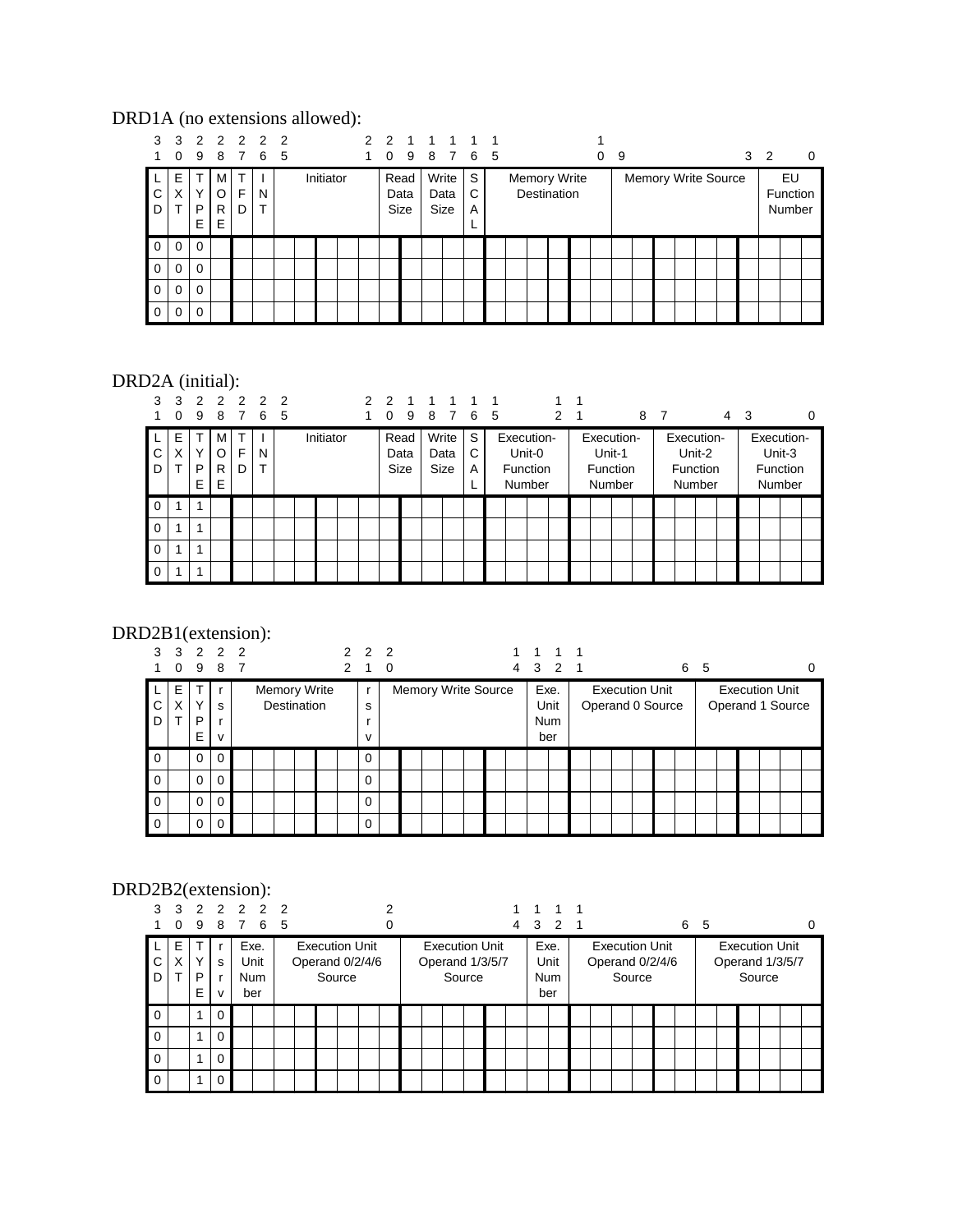DRD1A (no extensions allowed):

| 31 | 30 | 29 | 28 | 27 | 26 | 25–21 | 20–19 | 18–17 | 16 | 15–10 | 9–3 | 2–0 |
|---|---|---|---|---|---|---|---|---|---|---|---|---|
| LCD | EXT | TYPE | MORE | TFD | INT | Initiator | Read Data Size | Write Data Size | SCAL | Memory Write Destination | Memory Write Source | EU Function Number |
| 0 | 0 | 0 | | | | | | | | | | |
| 0 | 0 | 0 | | | | | | | | | | |
| 0 | 0 | 0 | | | | | | | | | | |
| 0 | 0 | 0 | | | | | | | | | | |

DRD2A (initial):

| 31 | 30 | 29 | 28 | 27 | 26 | 25–21 | 20–19 | 18–17 | 16 | 15–12 | 11–8 | 7–4 | 3–0 |
|---|---|---|---|---|---|---|---|---|---|---|---|---|---|
| LCD | EXT | TYPE | MORE | TFD | INT | Initiator | Read Data Size | Write Data Size | SCAL | Execution-Unit-0 Function Number | Execution-Unit-1 Function Number | Execution-Unit-2 Function Number | Execution-Unit-3 Function Number |
| 0 | 1 | 1 | | | | | | | | | | | |
| 0 | 1 | 1 | | | | | | | | | | | |
| 0 | 1 | 1 | | | | | | | | | | | |
| 0 | 1 | 1 | | | | | | | | | | | |

DRD2B1(extension):

| 31 | 30 | 29 | 28 | 27–22 | 21 | 20–14 | 13–12 | 11–6 | 5–0 |
|---|---|---|---|---|---|---|---|---|---|
| LCD | EXT | TYPE | rsrv | Memory Write Destination | rsrv | Memory Write Source | Exe. Unit Number | Execution Unit Operand 0 Source | Execution Unit Operand 1 Source |
| 0 | | 0 | 0 | | 0 | | | | |
| 0 | | 0 | 0 | | 0 | | | | |
| 0 | | 0 | 0 | | 0 | | | | |
| 0 | | 0 | 0 | | 0 | | | | |

DRD2B2(extension):

| 31 | 30 | 29 | 28 | 27–26 | 25–20 | 19–14 | 13–12 | 11–6 | 5–0 |
|---|---|---|---|---|---|---|---|---|---|
| LCD | EXT | TYPE | rsrv | Exe. Unit Number | Execution Unit Operand 0/2/4/6 Source | Execution Unit Operand 1/3/5/7 Source | Exe. Unit Number | Execution Unit Operand 0/2/4/6 Source | Execution Unit Operand 1/3/5/7 Source |
| 0 | | 1 | 0 | | | | | | |
| 0 | | 1 | 0 | | | | | | |
| 0 | | 1 | 0 | | | | | | |
| 0 | | 1 | 0 | | | | | | |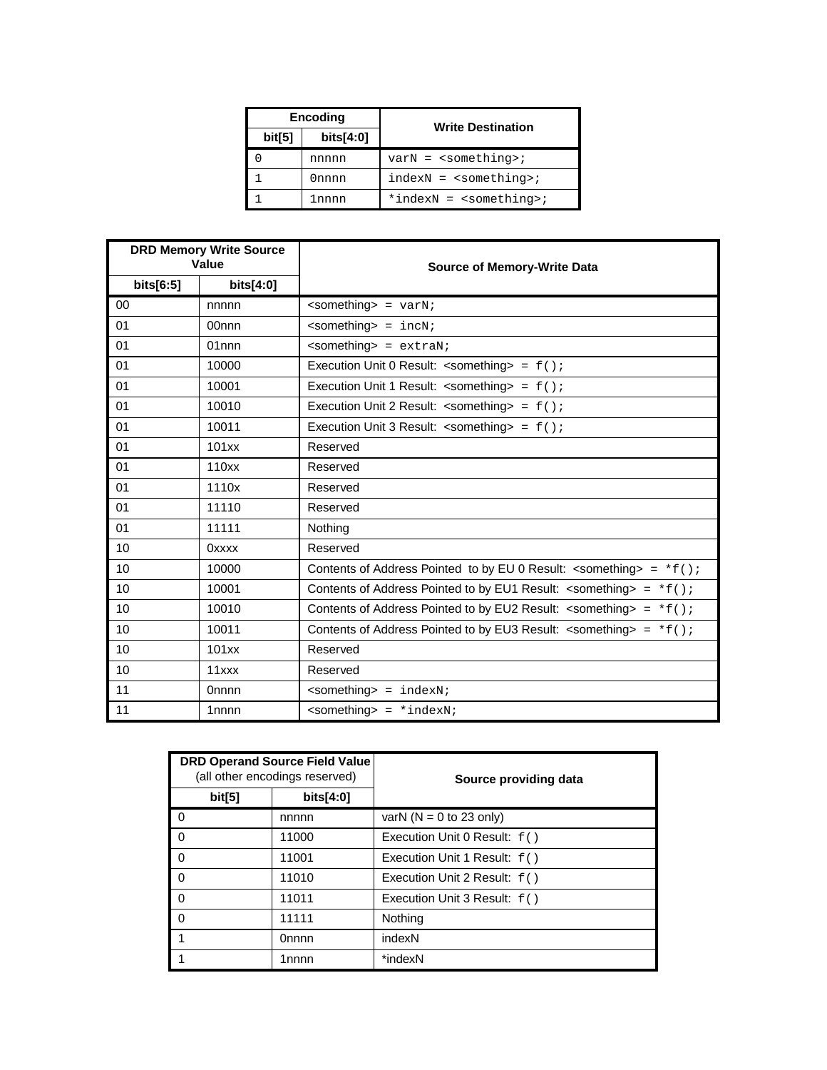| Encoding | | Write Destination |
|---|---|---|
| bit[5] | bits[4:0] | |
| 0 | nnnnn | varN = <something>; |
| 1 | 0nnnn | indexN = <something>; |
| 1 | 1nnnn | *indexN = <something>; |

| DRD Memory Write Source Value | | Source of Memory-Write Data |
|---|---|---|
| bits[6:5] | bits[4:0] | |
| 00 | nnnnn | <something> = varN; |
| 01 | 00nnn | <something> = incN; |
| 01 | 01nnn | <something> = extraN; |
| 01 | 10000 | Execution Unit 0 Result: <something> = f(); |
| 01 | 10001 | Execution Unit 1 Result: <something> = f(); |
| 01 | 10010 | Execution Unit 2 Result: <something> = f(); |
| 01 | 10011 | Execution Unit 3 Result: <something> = f(); |
| 01 | 101xx | Reserved |
| 01 | 110xx | Reserved |
| 01 | 1110x | Reserved |
| 01 | 11110 | Reserved |
| 01 | 11111 | Nothing |
| 10 | 0xxxx | Reserved |
| 10 | 10000 | Contents of Address Pointed to by EU 0 Result: <something> = *f(); |
| 10 | 10001 | Contents of Address Pointed to by EU1 Result: <something> = *f(); |
| 10 | 10010 | Contents of Address Pointed to by EU2 Result: <something> = *f(); |
| 10 | 10011 | Contents of Address Pointed to by EU3 Result: <something> = *f(); |
| 10 | 101xx | Reserved |
| 10 | 11xxx | Reserved |
| 11 | 0nnnn | <something> = indexN; |
| 11 | 1nnnn | <something> = *indexN; |

| DRD Operand Source Field Value (all other encodings reserved) | | Source providing data |
|---|---|---|
| bit[5] | bits[4:0] | |
| 0 | nnnnn | varN (N = 0 to 23 only) |
| 0 | 11000 | Execution Unit 0 Result: f() |
| 0 | 11001 | Execution Unit 1 Result: f() |
| 0 | 11010 | Execution Unit 2 Result: f() |
| 0 | 11011 | Execution Unit 3 Result: f() |
| 0 | 11111 | Nothing |
| 1 | 0nnnn | indexN |
| 1 | 1nnnn | *indexN |